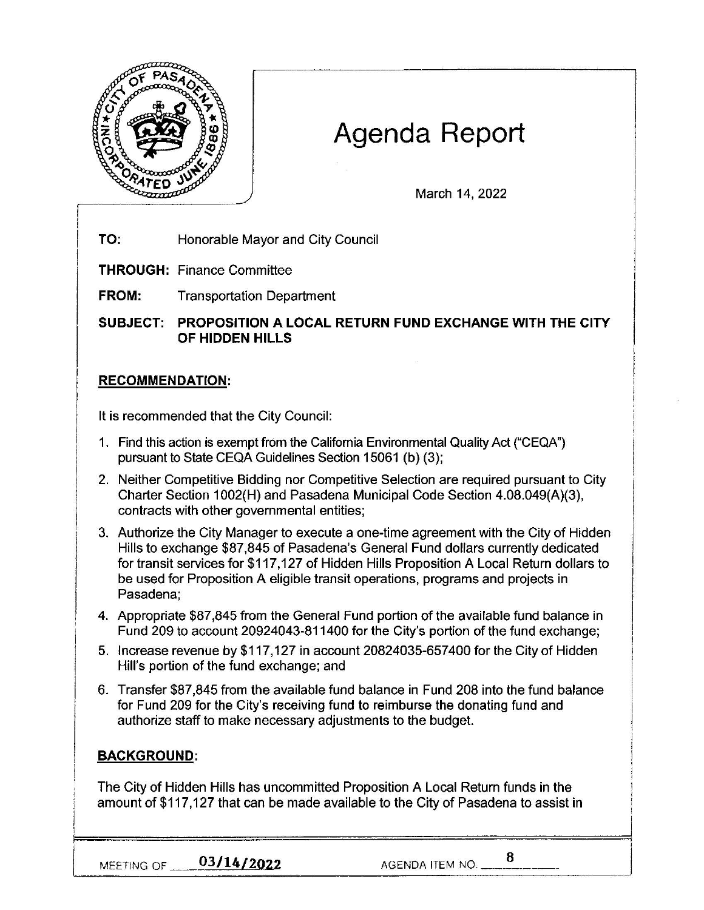# Agenda Report

March 14, 2022

**TO:** Honorable Mayor and City Council

**THROUGH:** Finance Committee

**FROM:** Transportation Department

**SUBJECT: PROPOSITION A LOCAL RETURN FUND EXCHANGE WITH THE CITY OF HIDDEN HILLS**

## RECOMMENDATION:

It is recommended that the City Council:

1. Find this action is exempt from the California Environmental Quality Act ("CEQA") pursuant to State CEQA Guidelines Section 15061 (b) (3);
2. Neither Competitive Bidding nor Competitive Selection are required pursuant to City Charter Section 1002(H) and Pasadena Municipal Code Section 4.08.049(A)(3), contracts with other governmental entities;
3. Authorize the City Manager to execute a one-time agreement with the City of Hidden Hills to exchange $87,845 of Pasadena's General Fund dollars currently dedicated for transit services for $117,127 of Hidden Hills Proposition A Local Return dollars to be used for Proposition A eligible transit operations, programs and projects in Pasadena;
4. Appropriate $87,845 from the General Fund portion of the available fund balance in Fund 209 to account 20924043-811400 for the City's portion of the fund exchange;
5. Increase revenue by $117,127 in account 20824035-657400 for the City of Hidden Hill's portion of the fund exchange; and
6. Transfer $87,845 from the available fund balance in Fund 208 into the fund balance for Fund 209 for the City's receiving fund to reimburse the donating fund and authorize staff to make necessary adjustments to the budget.

## BACKGROUND:

The City of Hidden Hills has uncommitted Proposition A Local Return funds in the amount of $117,127 that can be made available to the City of Pasadena to assist in

MEETING OF 03/14/2022 AGENDA ITEM NO. 8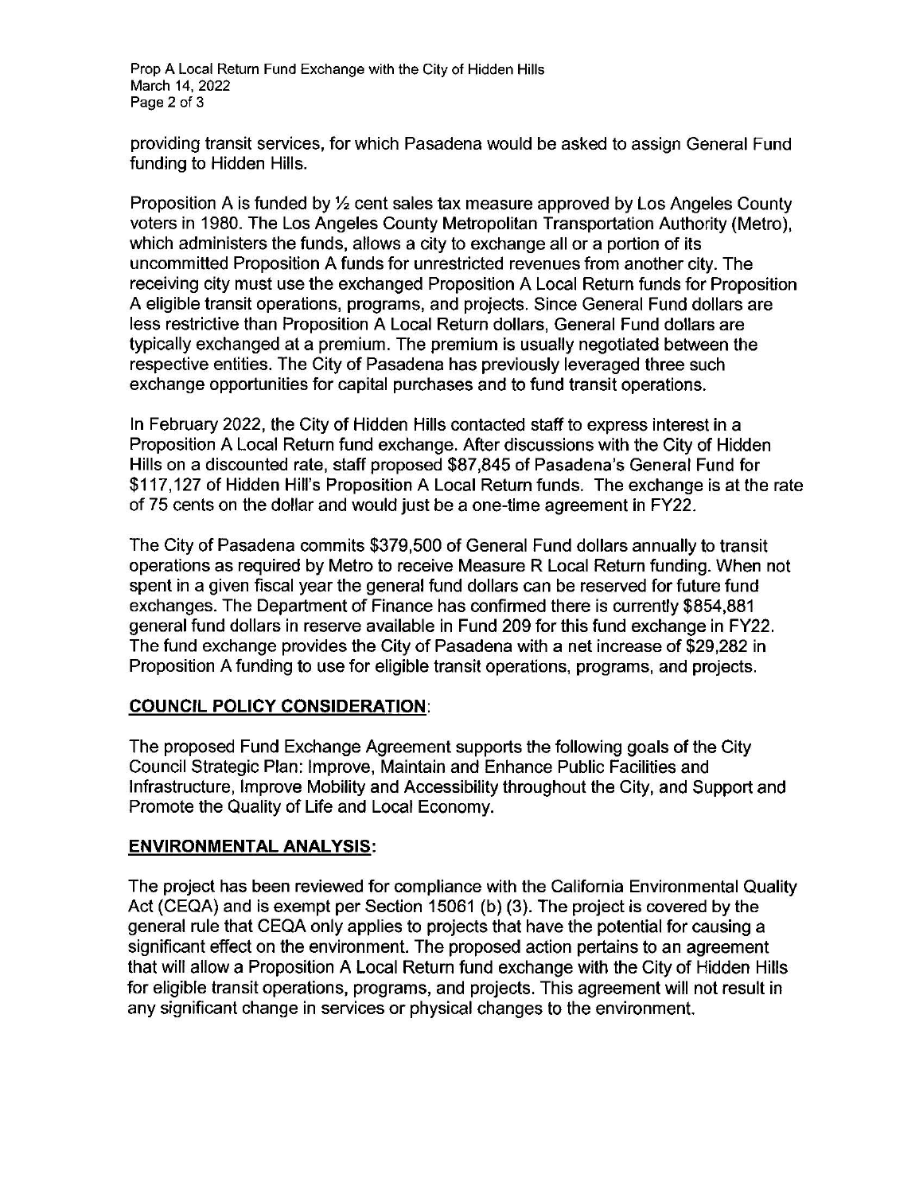providing transit services, for which Pasadena would be asked to assign General Fund funding to Hidden Hills.

Proposition A is funded by ½ cent sales tax measure approved by Los Angeles County voters in 1980. The Los Angeles County Metropolitan Transportation Authority (Metro), which administers the funds, allows a city to exchange all or a portion of its uncommitted Proposition A funds for unrestricted revenues from another city. The receiving city must use the exchanged Proposition A Local Return funds for Proposition A eligible transit operations, programs, and projects. Since General Fund dollars are less restrictive than Proposition A Local Return dollars, General Fund dollars are typically exchanged at a premium. The premium is usually negotiated between the respective entities. The City of Pasadena has previously leveraged three such exchange opportunities for capital purchases and to fund transit operations.

In February 2022, the City of Hidden Hills contacted staff to express interest in a Proposition A Local Return fund exchange. After discussions with the City of Hidden Hills on a discounted rate, staff proposed $87,845 of Pasadena's General Fund for $117,127 of Hidden Hill's Proposition A Local Return funds. The exchange is at the rate of 75 cents on the dollar and would just be a one-time agreement in FY22.

The City of Pasadena commits $379,500 of General Fund dollars annually to transit operations as required by Metro to receive Measure R Local Return funding. When not spent in a given fiscal year the general fund dollars can be reserved for future fund exchanges. The Department of Finance has confirmed there is currently $854,881 general fund dollars in reserve available in Fund 209 for this fund exchange in FY22. The fund exchange provides the City of Pasadena with a net increase of $29,282 in Proposition A funding to use for eligible transit operations, programs, and projects.

**COUNCIL POLICY CONSIDERATION**:

The proposed Fund Exchange Agreement supports the following goals of the City Council Strategic Plan: Improve, Maintain and Enhance Public Facilities and Infrastructure, Improve Mobility and Accessibility throughout the City, and Support and Promote the Quality of Life and Local Economy.

**ENVIRONMENTAL ANALYSIS:**

The project has been reviewed for compliance with the California Environmental Quality Act (CEQA) and is exempt per Section 15061 (b) (3). The project is covered by the general rule that CEQA only applies to projects that have the potential for causing a significant effect on the environment. The proposed action pertains to an agreement that will allow a Proposition A Local Return fund exchange with the City of Hidden Hills for eligible transit operations, programs, and projects. This agreement will not result in any significant change in services or physical changes to the environment.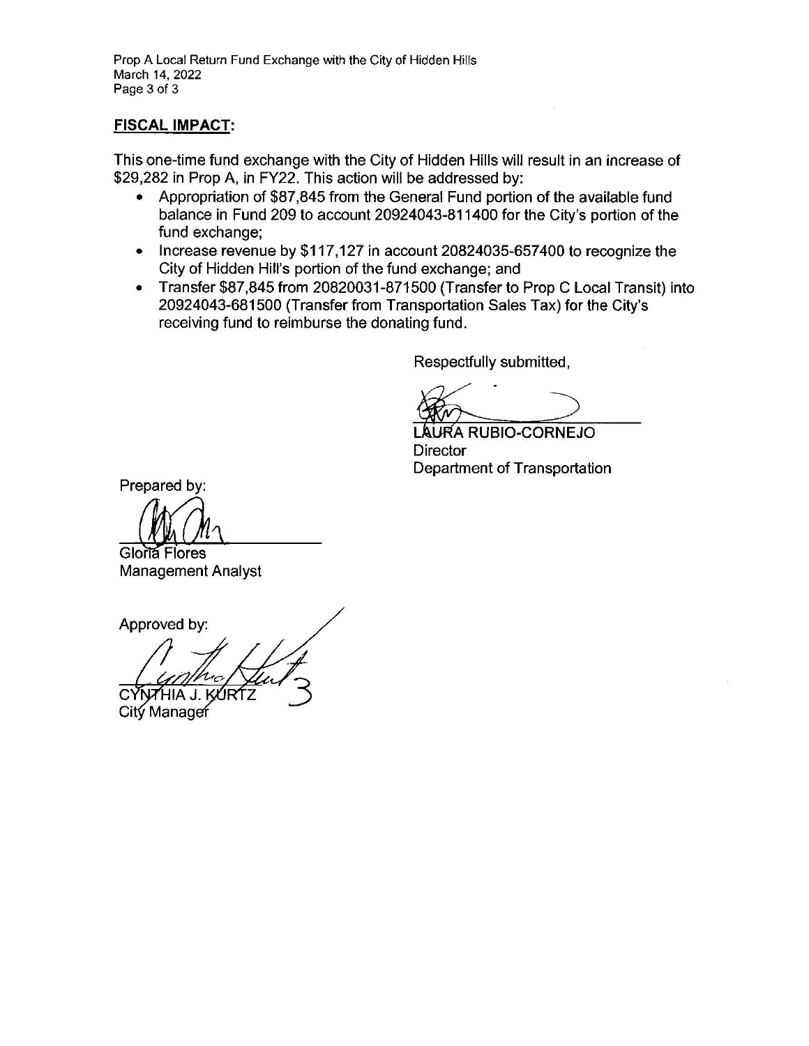**FISCAL IMPACT:**

This one-time fund exchange with the City of Hidden Hills will result in an increase of $29,282 in Prop A, in FY22. This action will be addressed by:

- Appropriation of $87,845 from the General Fund portion of the available fund balance in Fund 209 to account 20924043-811400 for the City's portion of the fund exchange;
- Increase revenue by $117,127 in account 20824035-657400 to recognize the City of Hidden Hill's portion of the fund exchange; and
- Transfer $87,845 from 20820031-871500 (Transfer to Prop C Local Transit) into 20924043-681500 (Transfer from Transportation Sales Tax) for the City's receiving fund to reimburse the donating fund.

Respectfully submitted,

LAURA RUBIO-CORNEJO
Director
Department of Transportation

Prepared by:

Gloria Flores
Management Analyst

Approved by:

CYNTHIA J. KURTZ
City Manager